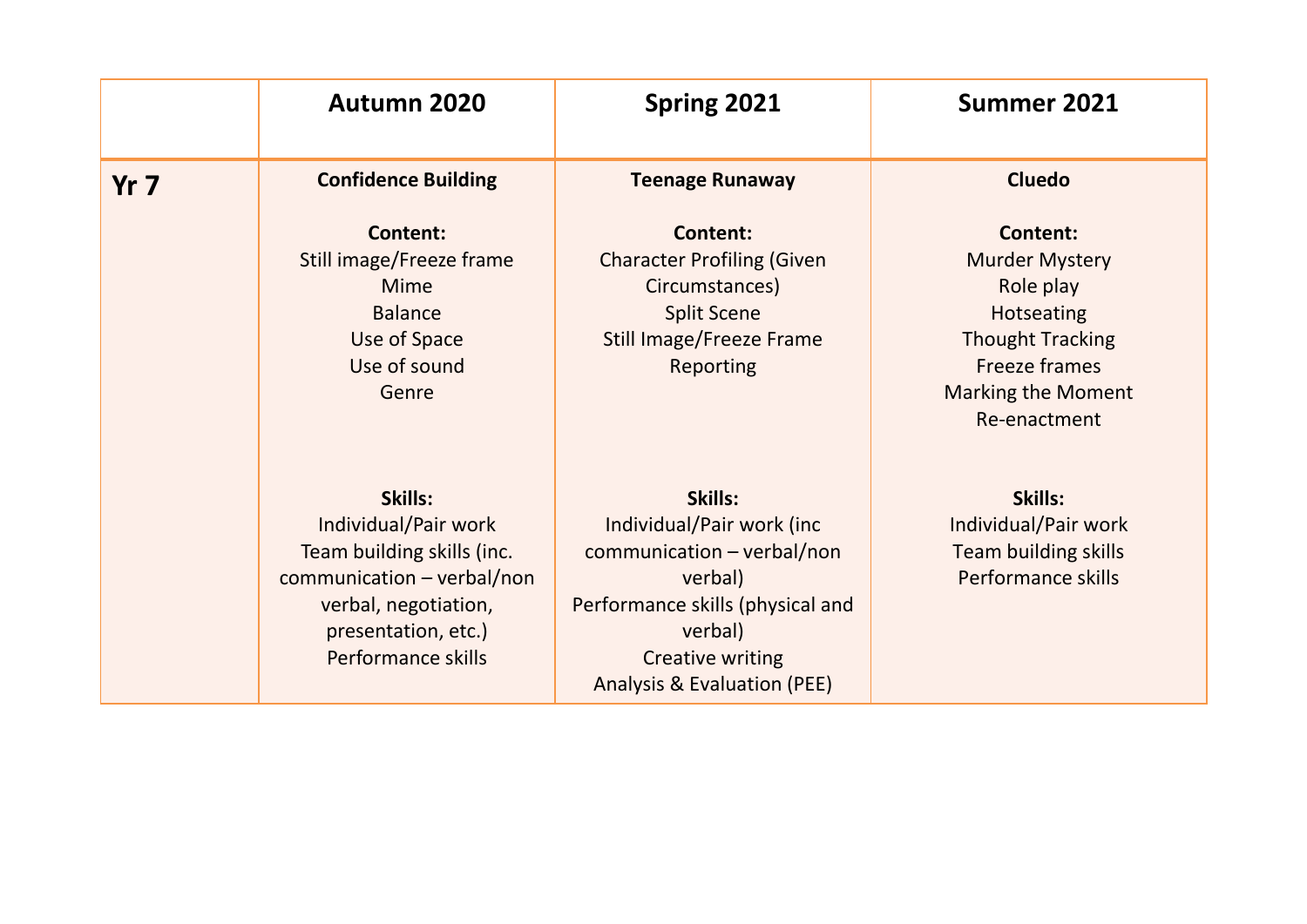| | Autumn 2020 | Spring 2021 | Summer 2021 |
|---|---|---|---|
| **Yr 7** | **Confidence Building**<br><br>**Content:**<br>Still image/Freeze frame<br>Mime<br>Balance<br>Use of Space<br>Use of sound<br>Genre<br><br>**Skills:**<br>Individual/Pair work<br>Team building skills (inc. communication – verbal/non verbal, negotiation, presentation, etc.)<br>Performance skills | **Teenage Runaway**<br><br>**Content:**<br>Character Profiling (Given Circumstances)<br>Split Scene<br>Still Image/Freeze Frame<br>Reporting<br><br>**Skills:**<br>Individual/Pair work (inc communication – verbal/non verbal)<br>Performance skills (physical and verbal)<br>Creative writing<br>Analysis & Evaluation (PEE) | **Cluedo**<br><br>**Content:**<br>Murder Mystery<br>Role play<br>Hotseating<br>Thought Tracking<br>Freeze frames<br>Marking the Moment<br>Re-enactment<br><br>**Skills:**<br>Individual/Pair work<br>Team building skills<br>Performance skills |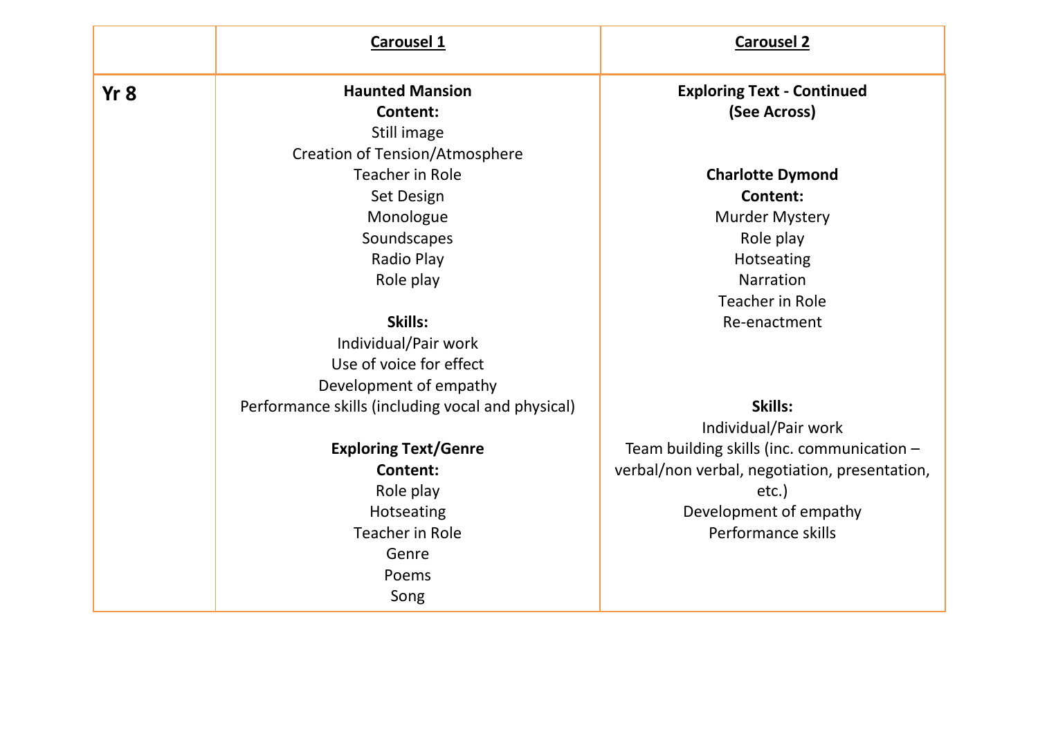| | **Carousel 1** | **Carousel 2** |
|---|---|---|
| **Yr 8** | **Haunted Mansion**<br>**Content:**<br>Still image<br>Creation of Tension/Atmosphere<br>Teacher in Role<br>Set Design<br>Monologue<br>Soundscapes<br>Radio Play<br>Role play<br><br>**Skills:**<br>Individual/Pair work<br>Use of voice for effect<br>Development of empathy<br>Performance skills (including vocal and physical)<br><br>**Exploring Text/Genre**<br>**Content:**<br>Role play<br>Hotseating<br>Teacher in Role<br>Genre<br>Poems<br>Song | **Exploring Text - Continued**<br>**(See Across)**<br><br>**Charlotte Dymond**<br>**Content:**<br>Murder Mystery<br>Role play<br>Hotseating<br>Narration<br>Teacher in Role<br>Re-enactment<br><br>**Skills:**<br>Individual/Pair work<br>Team building skills (inc. communication – verbal/non verbal, negotiation, presentation, etc.)<br>Development of empathy<br>Performance skills |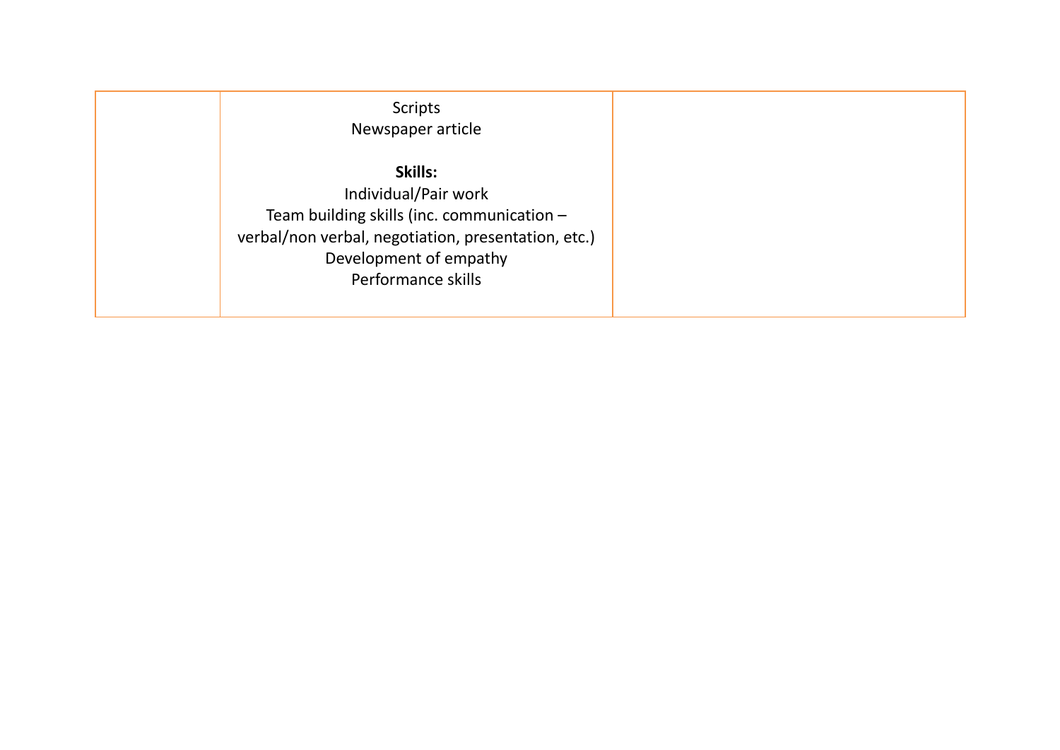|  | Scripts<br>Newspaper article<br><br>**Skills:**<br>Individual/Pair work<br>Team building skills (inc. communication – verbal/non verbal, negotiation, presentation, etc.)<br>Development of empathy<br>Performance skills |  |
|---|---|---|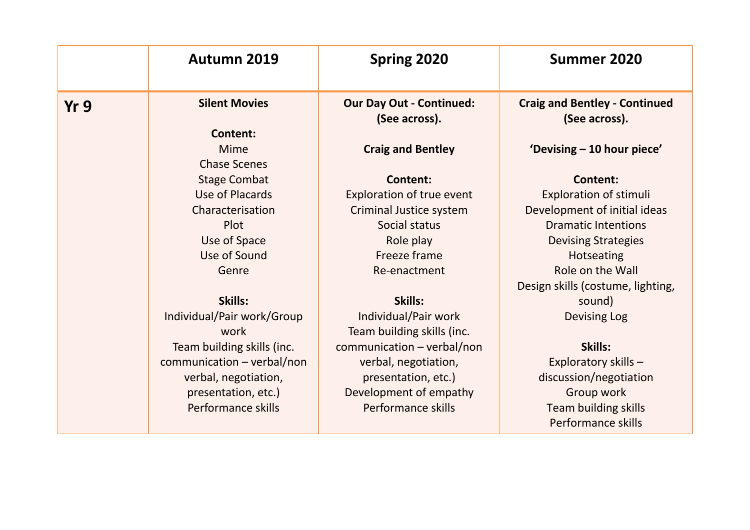| | Autumn 2019 | Spring 2020 | Summer 2020 |
|---|---|---|---|
| **Yr 9** | **Silent Movies**<br><br>**Content:**<br>Mime<br>Chase Scenes<br>Stage Combat<br>Use of Placards<br>Characterisation<br>Plot<br>Use of Space<br>Use of Sound<br>Genre<br><br>**Skills:**<br>Individual/Pair work/Group work<br>Team building skills (inc. communication – verbal/non verbal, negotiation, presentation, etc.)<br>Performance skills | **Our Day Out - Continued: (See across).**<br><br>**Craig and Bentley**<br><br>**Content:**<br>Exploration of true event<br>Criminal Justice system<br>Social status<br>Role play<br>Freeze frame<br>Re-enactment<br><br>**Skills:**<br>Individual/Pair work<br>Team building skills (inc. communication – verbal/non verbal, negotiation, presentation, etc.)<br>Development of empathy<br>Performance skills | **Craig and Bentley - Continued (See across).**<br><br>**'Devising – 10 hour piece'**<br><br>**Content:**<br>Exploration of stimuli<br>Development of initial ideas<br>Dramatic Intentions<br>Devising Strategies<br>Hotseating<br>Role on the Wall<br>Design skills (costume, lighting, sound)<br>Devising Log<br><br>**Skills:**<br>Exploratory skills – discussion/negotiation<br>Group work<br>Team building skills<br>Performance skills |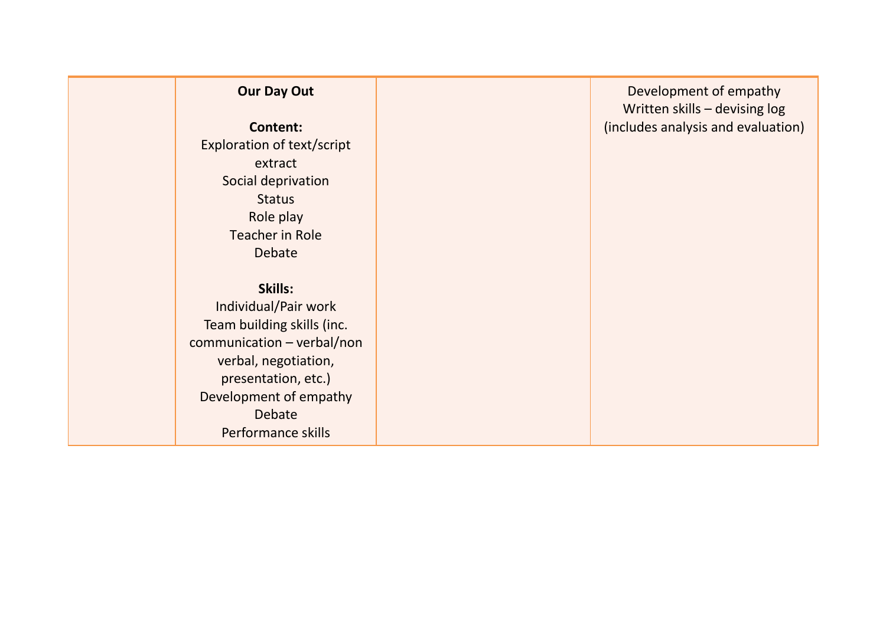| | | | |
|---|---|---|---|
| | **Our Day Out**<br><br>**Content:**<br>Exploration of text/script extract<br>Social deprivation<br>Status<br>Role play<br>Teacher in Role<br>Debate<br><br>**Skills:**<br>Individual/Pair work<br>Team building skills (inc. communication – verbal/non verbal, negotiation, presentation, etc.)<br>Development of empathy<br>Debate<br>Performance skills | | Development of empathy<br>Written skills – devising log (includes analysis and evaluation) |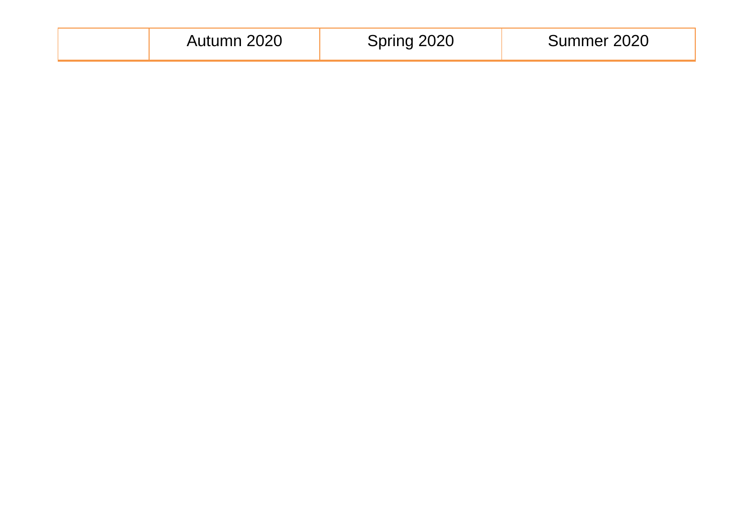| | Autumn 2020 | Spring 2020 | Summer 2020 |
| --- | --- | --- | --- |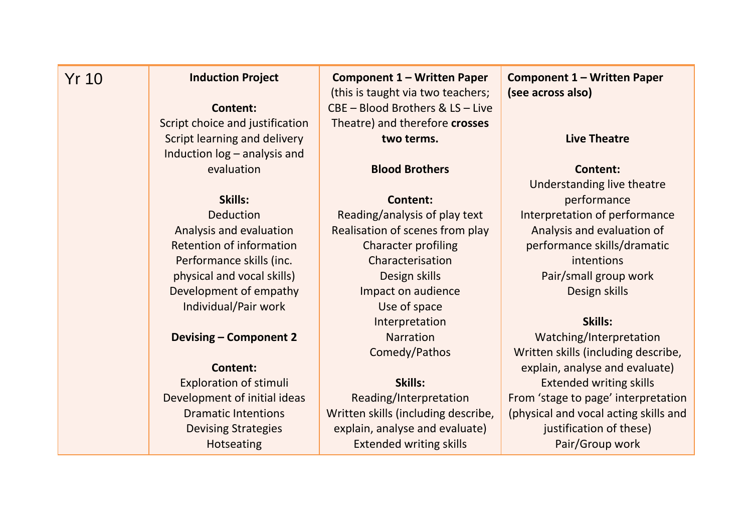| Yr 10 | **Induction Project**<br><br>**Content:**<br>Script choice and justification<br>Script learning and delivery<br>Induction log – analysis and evaluation<br><br>**Skills:**<br>Deduction<br>Analysis and evaluation<br>Retention of information<br>Performance skills (inc. physical and vocal skills)<br>Development of empathy<br>Individual/Pair work<br><br>**Devising – Component 2**<br><br>**Content:**<br>Exploration of stimuli<br>Development of initial ideas<br>Dramatic Intentions<br>Devising Strategies<br>Hotseating | **Component 1 – Written Paper** (this is taught via two teachers; CBE – Blood Brothers & LS – Live Theatre) and therefore **crosses two terms.**<br><br>**Blood Brothers**<br><br>**Content:**<br>Reading/analysis of play text<br>Realisation of scenes from play<br>Character profiling<br>Characterisation<br>Design skills<br>Impact on audience<br>Use of space<br>Interpretation<br>Narration<br>Comedy/Pathos<br><br>**Skills:**<br>Reading/Interpretation<br>Written skills (including describe, explain, analyse and evaluate)<br>Extended writing skills | **Component 1 – Written Paper (see across also)**<br><br>**Live Theatre**<br><br>**Content:**<br>Understanding live theatre performance<br>Interpretation of performance<br>Analysis and evaluation of performance skills/dramatic intentions<br>Pair/small group work<br>Design skills<br><br>**Skills:**<br>Watching/Interpretation<br>Written skills (including describe, explain, analyse and evaluate)<br>Extended writing skills<br>From 'stage to page' interpretation (physical and vocal acting skills and justification of these)<br>Pair/Group work |
|---|---|---|---|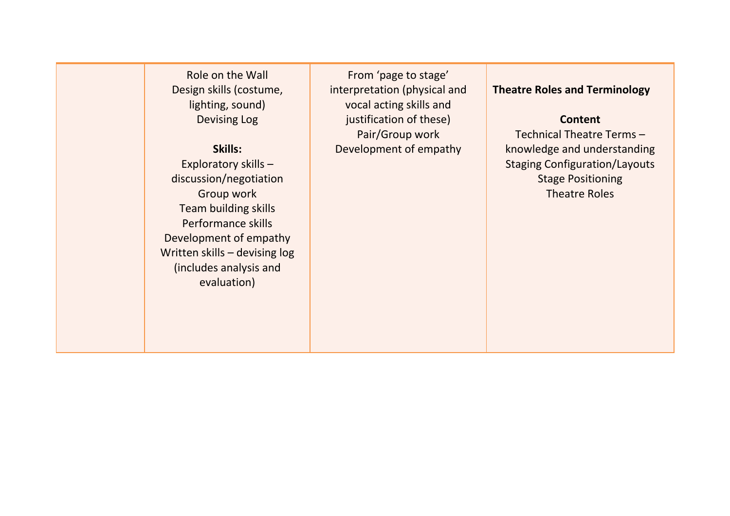|  | Role on the Wall<br>Design skills (costume, lighting, sound)<br>Devising Log<br><br>**Skills:**<br>Exploratory skills – discussion/negotiation<br>Group work<br>Team building skills<br>Performance skills<br>Development of empathy<br>Written skills – devising log (includes analysis and evaluation) | From 'page to stage' interpretation (physical and vocal acting skills and justification of these)<br>Pair/Group work<br>Development of empathy | **Theatre Roles and Terminology**<br><br>**Content**<br>Technical Theatre Terms – knowledge and understanding<br>Staging Configuration/Layouts<br>Stage Positioning<br>Theatre Roles |
|---|---|---|---|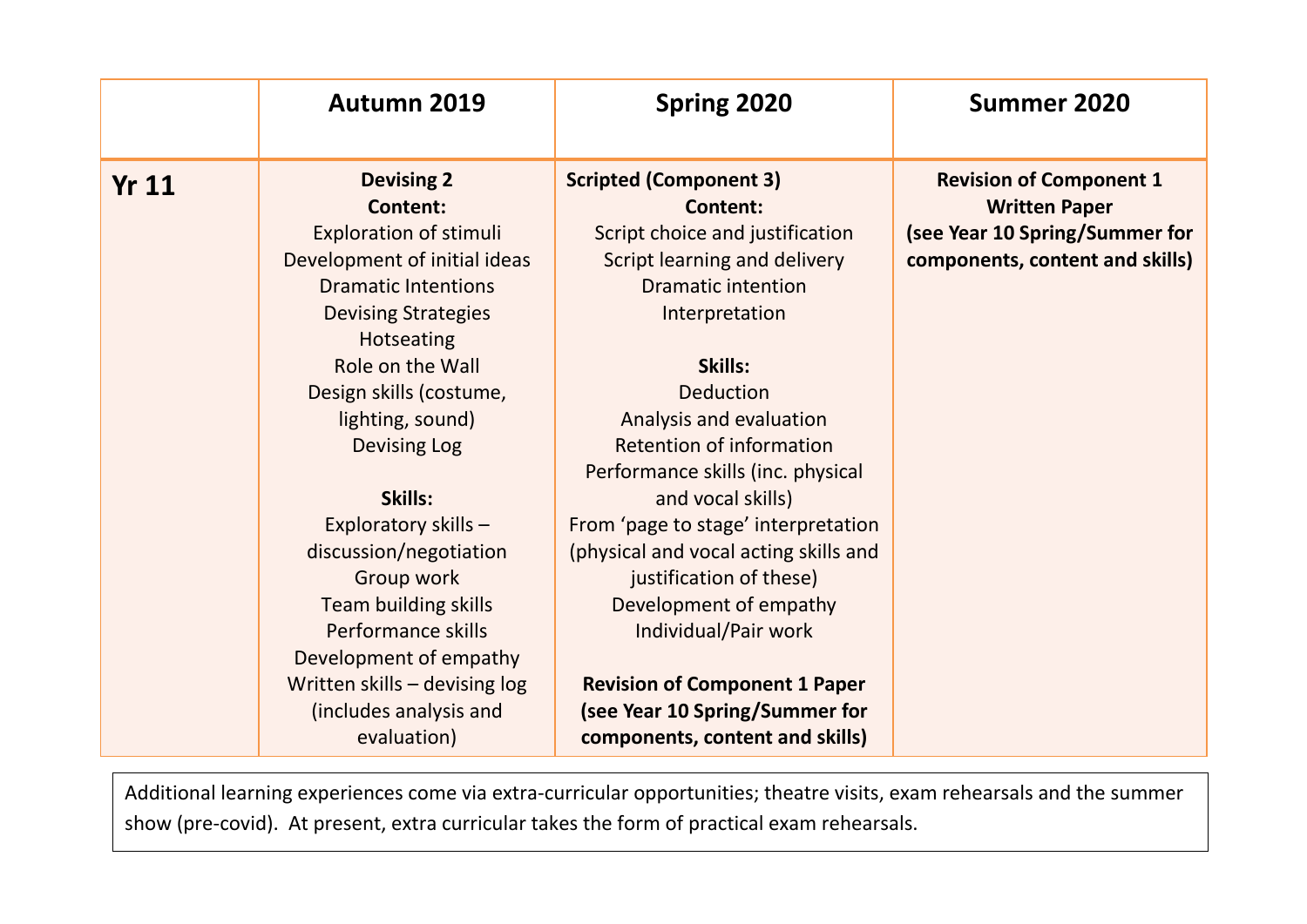| | Autumn 2019 | Spring 2020 | Summer 2020 |
|---|---|---|---|
| **Yr 11** | **Devising 2**<br>**Content:**<br>Exploration of stimuli<br>Development of initial ideas<br>Dramatic Intentions<br>Devising Strategies<br>Hotseating<br>Role on the Wall<br>Design skills (costume, lighting, sound)<br>Devising Log<br><br>**Skills:**<br>Exploratory skills – discussion/negotiation<br>Group work<br>Team building skills<br>Performance skills<br>Development of empathy<br>Written skills – devising log (includes analysis and evaluation) | **Scripted (Component 3)**<br>**Content:**<br>Script choice and justification<br>Script learning and delivery<br>Dramatic intention<br>Interpretation<br><br>**Skills:**<br>Deduction<br>Analysis and evaluation<br>Retention of information<br>Performance skills (inc. physical and vocal skills)<br>From 'page to stage' interpretation (physical and vocal acting skills and justification of these)<br>Development of empathy<br>Individual/Pair work<br><br>**Revision of Component 1 Paper (see Year 10 Spring/Summer for components, content and skills)** | **Revision of Component 1 Written Paper (see Year 10 Spring/Summer for components, content and skills)** |

Additional learning experiences come via extra-curricular opportunities; theatre visits, exam rehearsals and the summer show (pre-covid). At present, extra curricular takes the form of practical exam rehearsals.